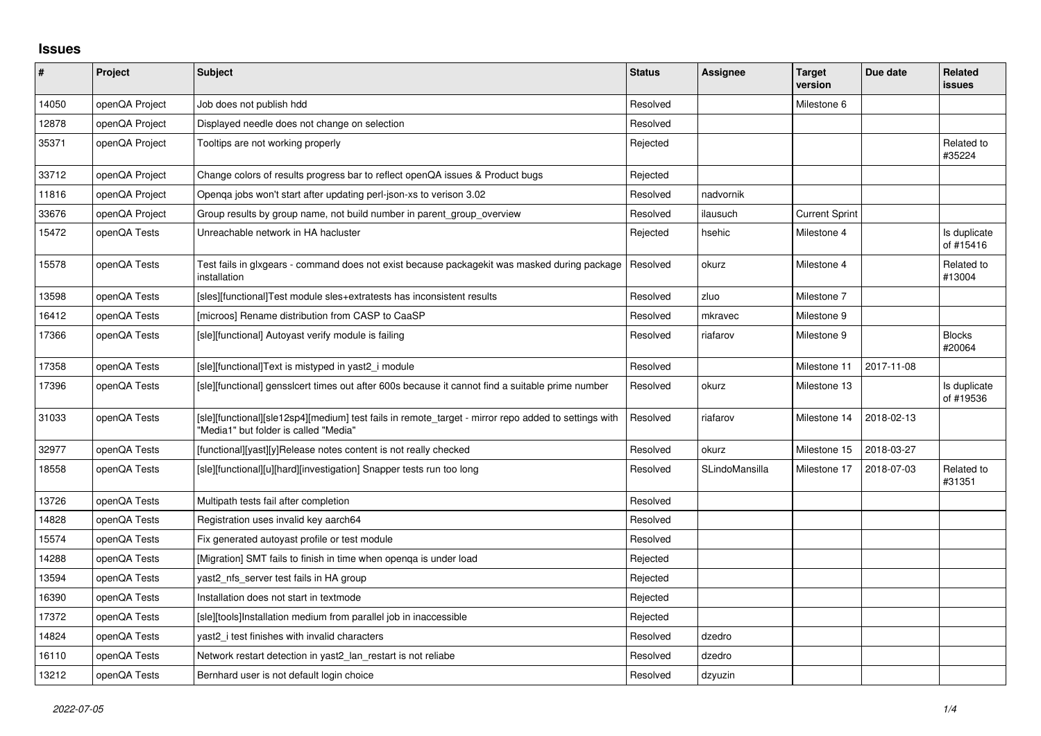# Issues

| # | Project | Subject | Status | Assignee | Target version | Due date | Related issues |
|---|---|---|---|---|---|---|---|
| 14050 | openQA Project | Job does not publish hdd | Resolved | | Milestone 6 | | |
| 12878 | openQA Project | Displayed needle does not change on selection | Resolved | | | | |
| 35371 | openQA Project | Tooltips are not working properly | Rejected | | | | Related to #35224 |
| 33712 | openQA Project | Change colors of results progress bar to reflect openQA issues & Product bugs | Rejected | | | | |
| 11816 | openQA Project | Openqa jobs won't start after updating perl-json-xs to verison 3.02 | Resolved | nadvornik | | | |
| 33676 | openQA Project | Group results by group name, not build number in parent_group_overview | Resolved | ilausuch | Current Sprint | | |
| 15472 | openQA Tests | Unreachable network in HA hacluster | Rejected | hsehic | Milestone 4 | | Is duplicate of #15416 |
| 15578 | openQA Tests | Test fails in glxgears - command does not exist because packagekit was masked during package installation | Resolved | okurz | Milestone 4 | | Related to #13004 |
| 13598 | openQA Tests | [sles][functional]Test module sles+extratests has inconsistent results | Resolved | zluo | Milestone 7 | | |
| 16412 | openQA Tests | [microos] Rename distribution from CASP to CaaSP | Resolved | mkravec | Milestone 9 | | |
| 17366 | openQA Tests | [sle][functional] Autoyast verify module is failing | Resolved | riafarov | Milestone 9 | | Blocks #20064 |
| 17358 | openQA Tests | [sle][functional]Text is mistyped in yast2_i module | Resolved | | Milestone 11 | 2017-11-08 | |
| 17396 | openQA Tests | [sle][functional] gensslcert times out after 600s because it cannot find a suitable prime number | Resolved | okurz | Milestone 13 | | Is duplicate of #19536 |
| 31033 | openQA Tests | [sle][functional][sle12sp4][medium] test fails in remote_target - mirror repo added to settings with "Media1" but folder is called "Media" | Resolved | riafarov | Milestone 14 | 2018-02-13 | |
| 32977 | openQA Tests | [functional][yast][y]Release notes content is not really checked | Resolved | okurz | Milestone 15 | 2018-03-27 | |
| 18558 | openQA Tests | [sle][functional][u][hard][investigation] Snapper tests run too long | Resolved | SLindoMansilla | Milestone 17 | 2018-07-03 | Related to #31351 |
| 13726 | openQA Tests | Multipath tests fail after completion | Resolved | | | | |
| 14828 | openQA Tests | Registration uses invalid key aarch64 | Resolved | | | | |
| 15574 | openQA Tests | Fix generated autoyast profile or test module | Resolved | | | | |
| 14288 | openQA Tests | [Migration] SMT fails to finish in time when openqa is under load | Rejected | | | | |
| 13594 | openQA Tests | yast2_nfs_server test fails in HA group | Rejected | | | | |
| 16390 | openQA Tests | Installation does not start in textmode | Rejected | | | | |
| 17372 | openQA Tests | [sle][tools]Installation medium from parallel job in inaccessible | Rejected | | | | |
| 14824 | openQA Tests | yast2_i test finishes with invalid characters | Resolved | dzedro | | | |
| 16110 | openQA Tests | Network restart detection in yast2_lan_restart is not reliabe | Resolved | dzedro | | | |
| 13212 | openQA Tests | Bernhard user is not default login choice | Resolved | dzyuzin | | | |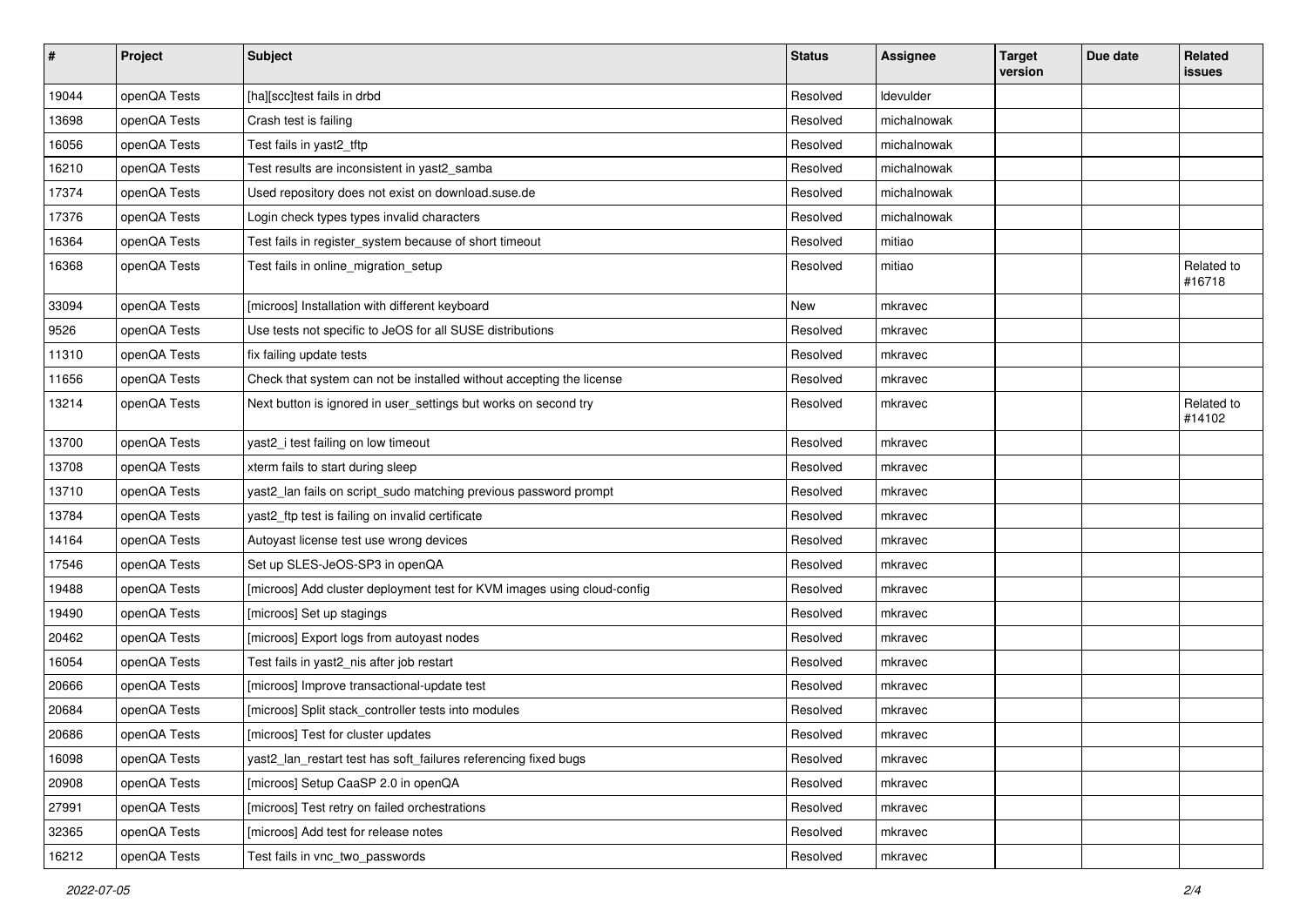| # | Project | Subject | Status | Assignee | Target version | Due date | Related issues |
|---|---|---|---|---|---|---|---|
| 19044 | openQA Tests | [ha][scc]test fails in drbd | Resolved | ldevulder | | | |
| 13698 | openQA Tests | Crash test is failing | Resolved | michalnowak | | | |
| 16056 | openQA Tests | Test fails in yast2_tftp | Resolved | michalnowak | | | |
| 16210 | openQA Tests | Test results are inconsistent in yast2_samba | Resolved | michalnowak | | | |
| 17374 | openQA Tests | Used repository does not exist on download.suse.de | Resolved | michalnowak | | | |
| 17376 | openQA Tests | Login check types types invalid characters | Resolved | michalnowak | | | |
| 16364 | openQA Tests | Test fails in register_system because of short timeout | Resolved | mitiao | | | |
| 16368 | openQA Tests | Test fails in online_migration_setup | Resolved | mitiao | | | Related to #16718 |
| 33094 | openQA Tests | [microos] Installation with different keyboard | New | mkravec | | | |
| 9526 | openQA Tests | Use tests not specific to JeOS for all SUSE distributions | Resolved | mkravec | | | |
| 11310 | openQA Tests | fix failing update tests | Resolved | mkravec | | | |
| 11656 | openQA Tests | Check that system can not be installed without accepting the license | Resolved | mkravec | | | |
| 13214 | openQA Tests | Next button is ignored in user_settings but works on second try | Resolved | mkravec | | | Related to #14102 |
| 13700 | openQA Tests | yast2_i test failing on low timeout | Resolved | mkravec | | | |
| 13708 | openQA Tests | xterm fails to start during sleep | Resolved | mkravec | | | |
| 13710 | openQA Tests | yast2_lan fails on script_sudo matching previous password prompt | Resolved | mkravec | | | |
| 13784 | openQA Tests | yast2_ftp test is failing on invalid certificate | Resolved | mkravec | | | |
| 14164 | openQA Tests | Autoyast license test use wrong devices | Resolved | mkravec | | | |
| 17546 | openQA Tests | Set up SLES-JeOS-SP3 in openQA | Resolved | mkravec | | | |
| 19488 | openQA Tests | [microos] Add cluster deployment test for KVM images using cloud-config | Resolved | mkravec | | | |
| 19490 | openQA Tests | [microos] Set up stagings | Resolved | mkravec | | | |
| 20462 | openQA Tests | [microos] Export logs from autoyast nodes | Resolved | mkravec | | | |
| 16054 | openQA Tests | Test fails in yast2_nis after job restart | Resolved | mkravec | | | |
| 20666 | openQA Tests | [microos] Improve transactional-update test | Resolved | mkravec | | | |
| 20684 | openQA Tests | [microos] Split stack_controller tests into modules | Resolved | mkravec | | | |
| 20686 | openQA Tests | [microos] Test for cluster updates | Resolved | mkravec | | | |
| 16098 | openQA Tests | yast2_lan_restart test has soft_failures referencing fixed bugs | Resolved | mkravec | | | |
| 20908 | openQA Tests | [microos] Setup CaaSP 2.0 in openQA | Resolved | mkravec | | | |
| 27991 | openQA Tests | [microos] Test retry on failed orchestrations | Resolved | mkravec | | | |
| 32365 | openQA Tests | [microos] Add test for release notes | Resolved | mkravec | | | |
| 16212 | openQA Tests | Test fails in vnc_two_passwords | Resolved | mkravec | | | |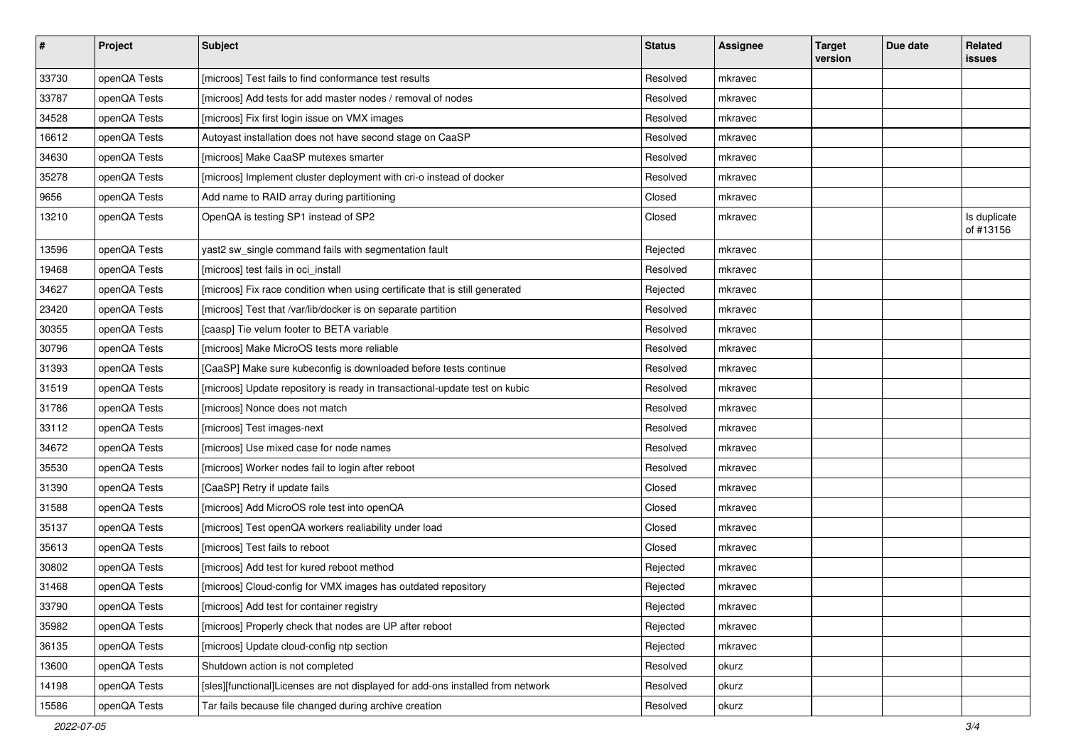| # | Project | Subject | Status | Assignee | Target version | Due date | Related issues |
|---|---|---|---|---|---|---|---|
| 33730 | openQA Tests | [microos] Test fails to find conformance test results | Resolved | mkravec | | | |
| 33787 | openQA Tests | [microos] Add tests for add master nodes / removal of nodes | Resolved | mkravec | | | |
| 34528 | openQA Tests | [microos] Fix first login issue on VMX images | Resolved | mkravec | | | |
| 16612 | openQA Tests | Autoyast installation does not have second stage on CaaSP | Resolved | mkravec | | | |
| 34630 | openQA Tests | [microos] Make CaaSP mutexes smarter | Resolved | mkravec | | | |
| 35278 | openQA Tests | [microos] Implement cluster deployment with cri-o instead of docker | Resolved | mkravec | | | |
| 9656 | openQA Tests | Add name to RAID array during partitioning | Closed | mkravec | | | |
| 13210 | openQA Tests | OpenQA is testing SP1 instead of SP2 | Closed | mkravec | | | Is duplicate of #13156 |
| 13596 | openQA Tests | yast2 sw_single command fails with segmentation fault | Rejected | mkravec | | | |
| 19468 | openQA Tests | [microos] test fails in oci_install | Resolved | mkravec | | | |
| 34627 | openQA Tests | [microos] Fix race condition when using certificate that is still generated | Rejected | mkravec | | | |
| 23420 | openQA Tests | [microos] Test that /var/lib/docker is on separate partition | Resolved | mkravec | | | |
| 30355 | openQA Tests | [caasp] Tie velum footer to BETA variable | Resolved | mkravec | | | |
| 30796 | openQA Tests | [microos] Make MicroOS tests more reliable | Resolved | mkravec | | | |
| 31393 | openQA Tests | [CaaSP] Make sure kubeconfig is downloaded before tests continue | Resolved | mkravec | | | |
| 31519 | openQA Tests | [microos] Update repository is ready in transactional-update test on kubic | Resolved | mkravec | | | |
| 31786 | openQA Tests | [microos] Nonce does not match | Resolved | mkravec | | | |
| 33112 | openQA Tests | [microos] Test images-next | Resolved | mkravec | | | |
| 34672 | openQA Tests | [microos] Use mixed case for node names | Resolved | mkravec | | | |
| 35530 | openQA Tests | [microos] Worker nodes fail to login after reboot | Resolved | mkravec | | | |
| 31390 | openQA Tests | [CaaSP] Retry if update fails | Closed | mkravec | | | |
| 31588 | openQA Tests | [microos] Add MicroOS role test into openQA | Closed | mkravec | | | |
| 35137 | openQA Tests | [microos] Test openQA workers realiability under load | Closed | mkravec | | | |
| 35613 | openQA Tests | [microos] Test fails to reboot | Closed | mkravec | | | |
| 30802 | openQA Tests | [microos] Add test for kured reboot method | Rejected | mkravec | | | |
| 31468 | openQA Tests | [microos] Cloud-config for VMX images has outdated repository | Rejected | mkravec | | | |
| 33790 | openQA Tests | [microos] Add test for container registry | Rejected | mkravec | | | |
| 35982 | openQA Tests | [microos] Properly check that nodes are UP after reboot | Rejected | mkravec | | | |
| 36135 | openQA Tests | [microos] Update cloud-config ntp section | Rejected | mkravec | | | |
| 13600 | openQA Tests | Shutdown action is not completed | Resolved | okurz | | | |
| 14198 | openQA Tests | [sles][functional]Licenses are not displayed for add-ons installed from network | Resolved | okurz | | | |
| 15586 | openQA Tests | Tar fails because file changed during archive creation | Resolved | okurz | | | |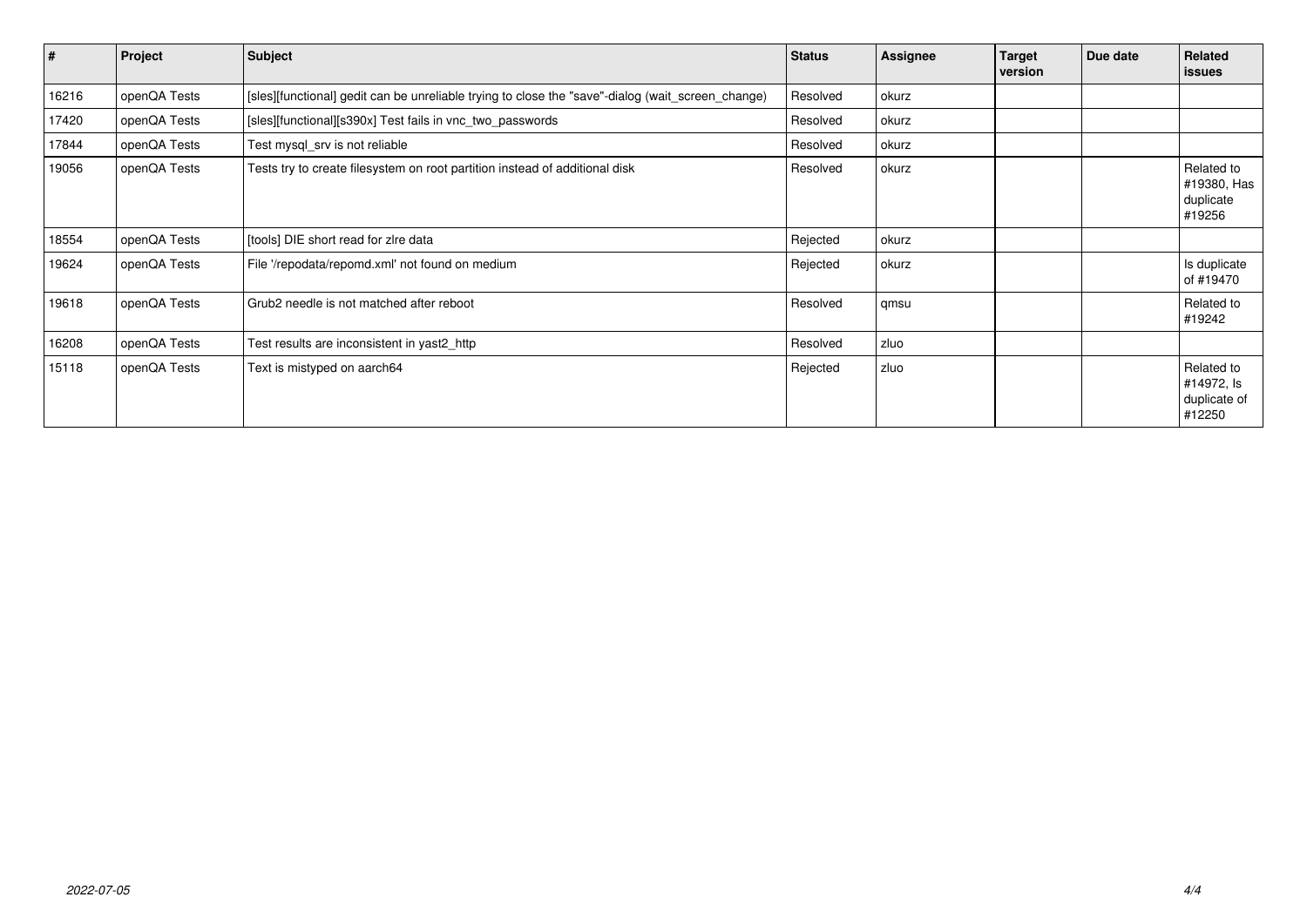| # | Project | Subject | Status | Assignee | Target version | Due date | Related issues |
|---|---|---|---|---|---|---|---|
| 16216 | openQA Tests | [sles][functional] gedit can be unreliable trying to close the "save"-dialog (wait_screen_change) | Resolved | okurz | | | |
| 17420 | openQA Tests | [sles][functional][s390x] Test fails in vnc_two_passwords | Resolved | okurz | | | |
| 17844 | openQA Tests | Test mysql_srv is not reliable | Resolved | okurz | | | |
| 19056 | openQA Tests | Tests try to create filesystem on root partition instead of additional disk | Resolved | okurz | | | Related to #19380, Has duplicate #19256 |
| 18554 | openQA Tests | [tools] DIE short read for zlre data | Rejected | okurz | | | |
| 19624 | openQA Tests | File '/repodata/repomd.xml' not found on medium | Rejected | okurz | | | Is duplicate of #19470 |
| 19618 | openQA Tests | Grub2 needle is not matched after reboot | Resolved | qmsu | | | Related to #19242 |
| 16208 | openQA Tests | Test results are inconsistent in yast2_http | Resolved | zluo | | | |
| 15118 | openQA Tests | Text is mistyped on aarch64 | Rejected | zluo | | | Related to #14972, Is duplicate of #12250 |